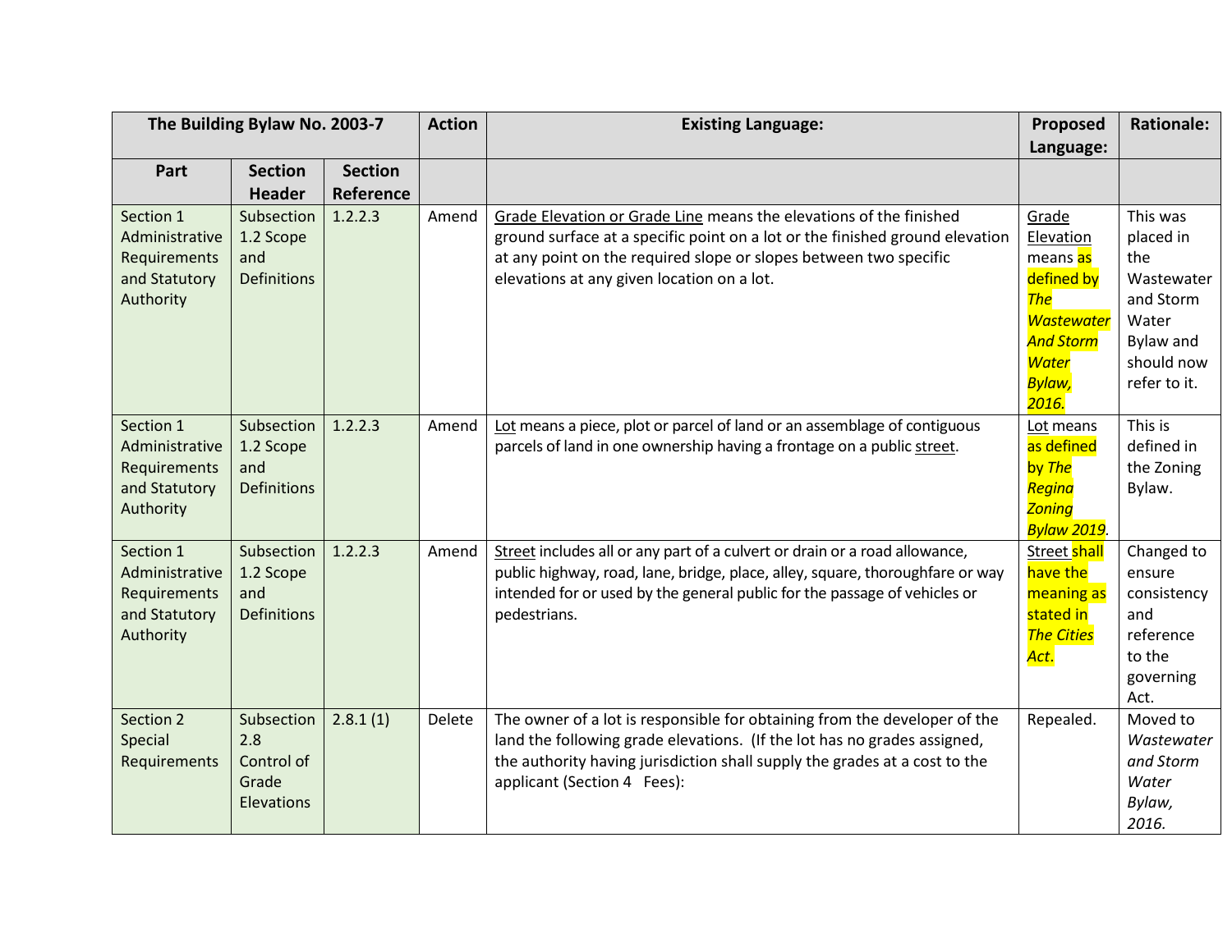| The Building Bylaw No. 2003-7 | | | Action | Existing Language: | Proposed Language: | Rationale: |
|---|---|---|---|---|---|---|
| Part | Section Header | Section Reference | | | | |
| Section 1 Administrative Requirements and Statutory Authority | Subsection 1.2 Scope and Definitions | 1.2.2.3 | Amend | Grade Elevation or Grade Line means the elevations of the finished ground surface at a specific point on a lot or the finished ground elevation at any point on the required slope or slopes between two specific elevations at any given location on a lot. | Grade Elevation means as defined by *The Wastewater And Storm Water Bylaw, 2016.* | This was placed in the Wastewater and Storm Water Bylaw and should now refer to it. |
| Section 1 Administrative Requirements and Statutory Authority | Subsection 1.2 Scope and Definitions | 1.2.2.3 | Amend | Lot means a piece, plot or parcel of land or an assemblage of contiguous parcels of land in one ownership having a frontage on a public street. | Lot means as defined by *The Regina Zoning Bylaw 2019*. | This is defined in the Zoning Bylaw. |
| Section 1 Administrative Requirements and Statutory Authority | Subsection 1.2 Scope and Definitions | 1.2.2.3 | Amend | Street includes all or any part of a culvert or drain or a road allowance, public highway, road, lane, bridge, place, alley, square, thoroughfare or way intended for or used by the general public for the passage of vehicles or pedestrians. | Street shall have the meaning as stated in *The Cities Act*. | Changed to ensure consistency and reference to the governing Act. |
| Section 2 Special Requirements | Subsection 2.8 Control of Grade Elevations | 2.8.1 (1) | Delete | The owner of a lot is responsible for obtaining from the developer of the land the following grade elevations. (If the lot has no grades assigned, the authority having jurisdiction shall supply the grades at a cost to the applicant (Section 4 Fees): | Repealed. | Moved to *Wastewater and Storm Water Bylaw, 2016.* |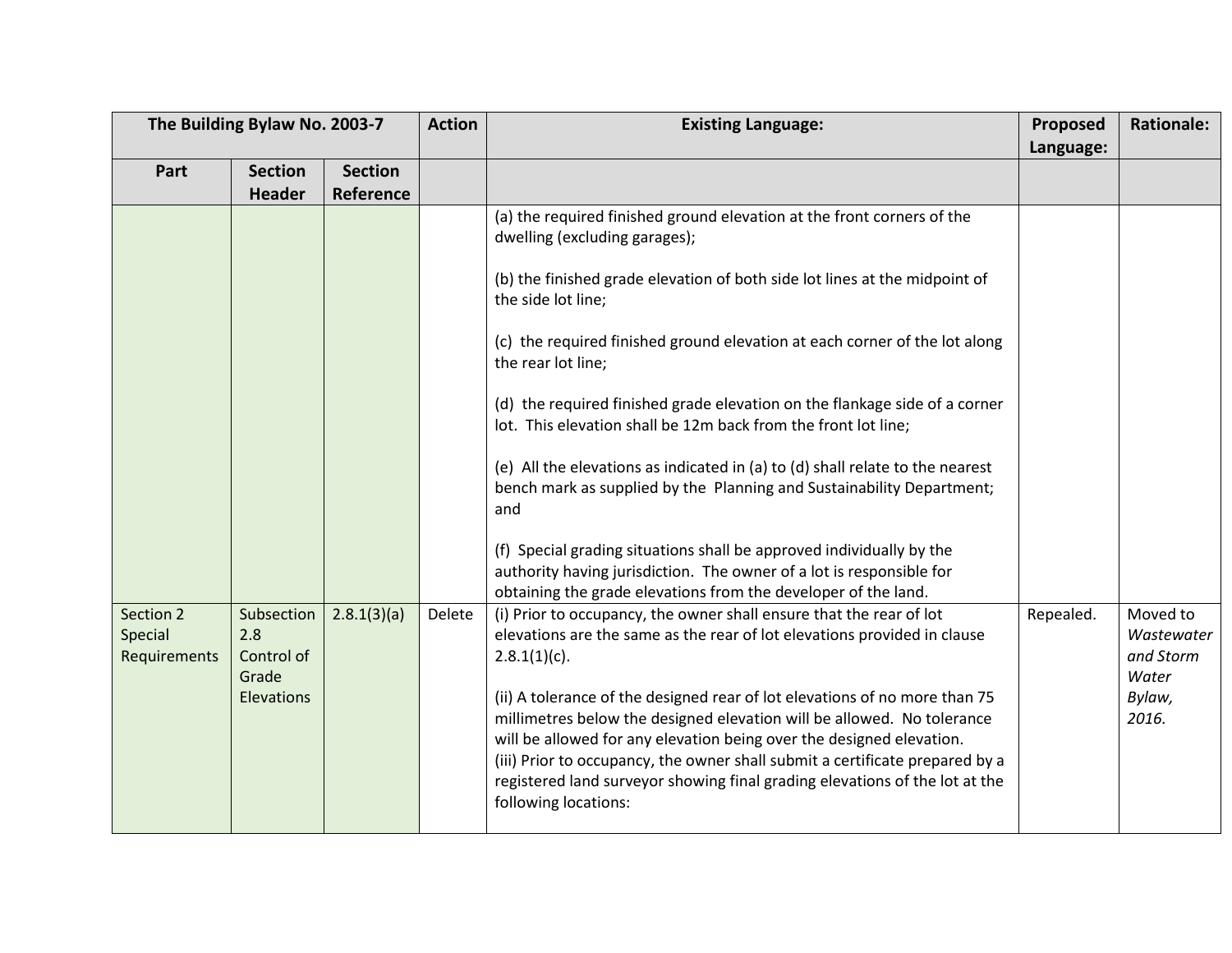| The Building Bylaw No. 2003-7 | | | Action | Existing Language: | Proposed Language: | Rationale: |
|---|---|---|---|---|---|---|
| Part | Section Header | Section Reference | | | | |
| | | | | (a) the required finished ground elevation at the front corners of the dwelling (excluding garages);<br><br>(b) the finished grade elevation of both side lot lines at the midpoint of the side lot line;<br><br>(c) the required finished ground elevation at each corner of the lot along the rear lot line;<br><br>(d) the required finished grade elevation on the flankage side of a corner lot. This elevation shall be 12m back from the front lot line;<br><br>(e) All the elevations as indicated in (a) to (d) shall relate to the nearest bench mark as supplied by the Planning and Sustainability Department; and<br><br>(f) Special grading situations shall be approved individually by the authority having jurisdiction. The owner of a lot is responsible for obtaining the grade elevations from the developer of the land. | | |
| Section 2 Special Requirements | Subsection 2.8 Control of Grade Elevations | 2.8.1(3)(a) | Delete | (i) Prior to occupancy, the owner shall ensure that the rear of lot elevations are the same as the rear of lot elevations provided in clause 2.8.1(1)(c).<br><br>(ii) A tolerance of the designed rear of lot elevations of no more than 75 millimetres below the designed elevation will be allowed. No tolerance will be allowed for any elevation being over the designed elevation.<br>(iii) Prior to occupancy, the owner shall submit a certificate prepared by a registered land surveyor showing final grading elevations of the lot at the following locations: | Repealed. | Moved to *Wastewater and Storm Water Bylaw, 2016.* |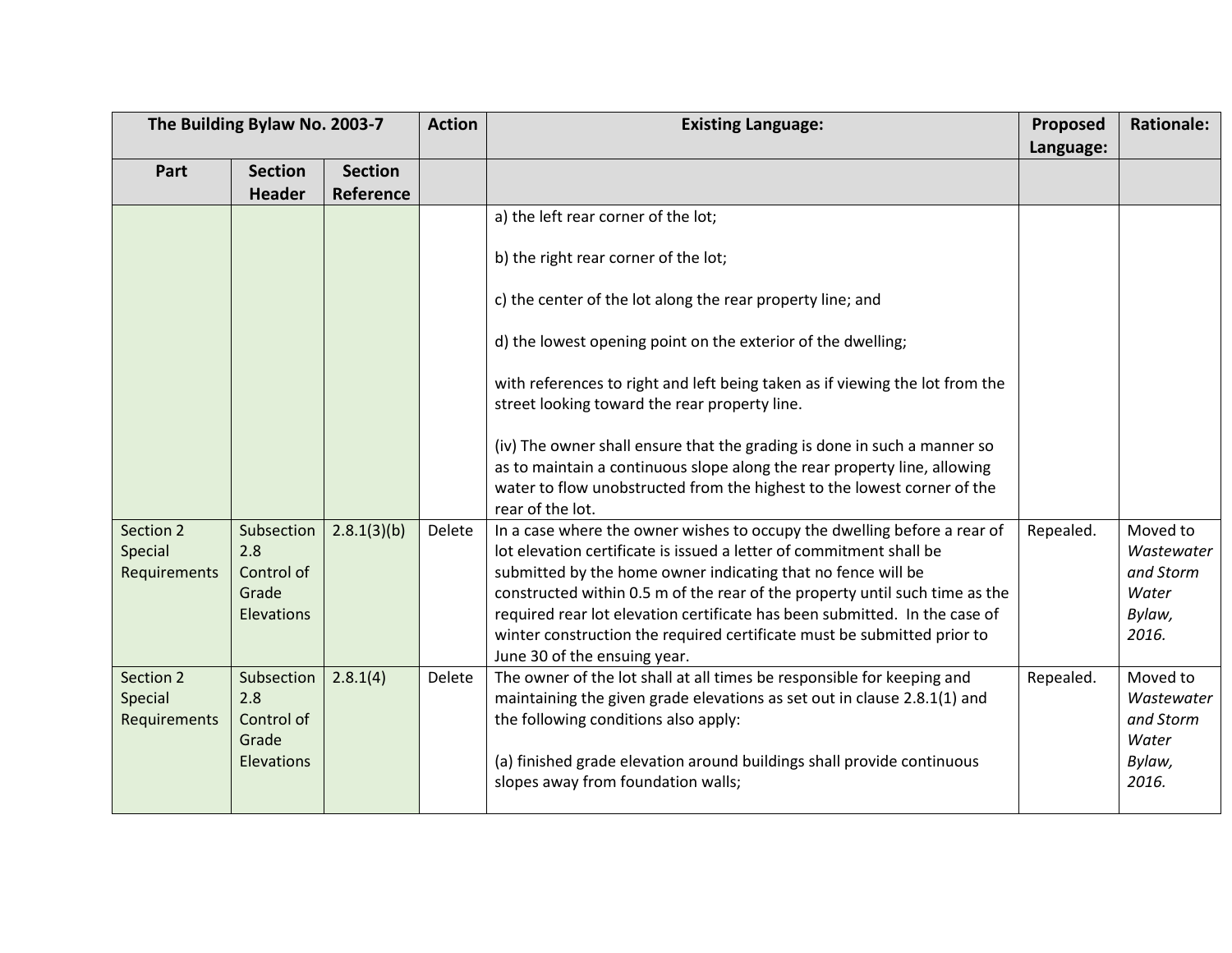| The Building Bylaw No. 2003-7 | | | Action | Existing Language: | Proposed Language: | Rationale: |
|---|---|---|---|---|---|---|
| Part | Section Header | Section Reference | | | | |
| | | | | a) the left rear corner of the lot;<br><br>b) the right rear corner of the lot;<br><br>c) the center of the lot along the rear property line; and<br><br>d) the lowest opening point on the exterior of the dwelling;<br><br>with references to right and left being taken as if viewing the lot from the street looking toward the rear property line.<br><br>(iv) The owner shall ensure that the grading is done in such a manner so as to maintain a continuous slope along the rear property line, allowing water to flow unobstructed from the highest to the lowest corner of the rear of the lot. | | |
| Section 2 Special Requirements | Subsection 2.8 Control of Grade Elevations | 2.8.1(3)(b) | Delete | In a case where the owner wishes to occupy the dwelling before a rear of lot elevation certificate is issued a letter of commitment shall be submitted by the home owner indicating that no fence will be constructed within 0.5 m of the rear of the property until such time as the required rear lot elevation certificate has been submitted. In the case of winter construction the required certificate must be submitted prior to June 30 of the ensuing year. | Repealed. | Moved to *Wastewater and Storm Water Bylaw, 2016.* |
| Section 2 Special Requirements | Subsection 2.8 Control of Grade Elevations | 2.8.1(4) | Delete | The owner of the lot shall at all times be responsible for keeping and maintaining the given grade elevations as set out in clause 2.8.1(1) and the following conditions also apply:<br><br>(a) finished grade elevation around buildings shall provide continuous slopes away from foundation walls; | Repealed. | Moved to *Wastewater and Storm Water Bylaw, 2016.* |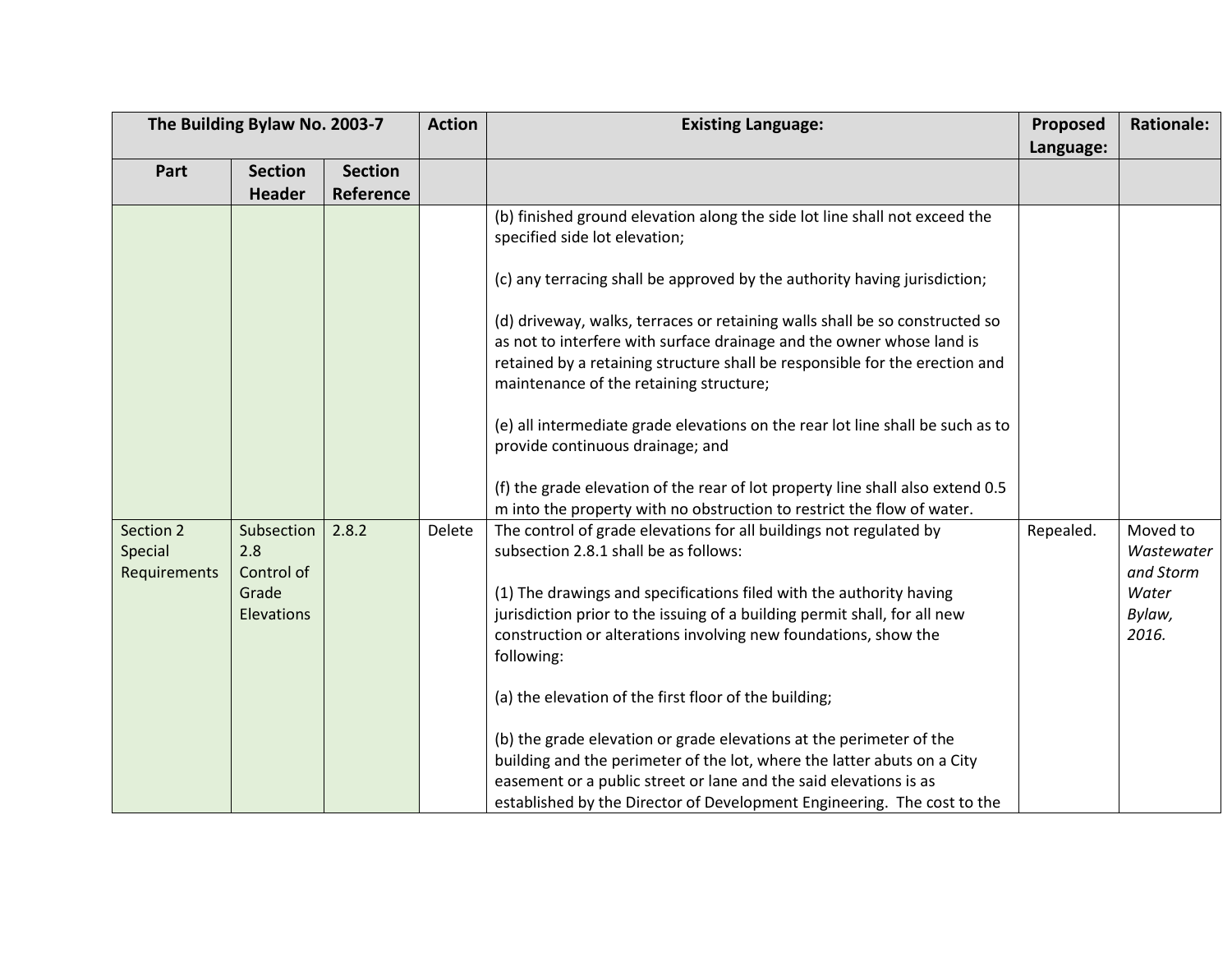| The Building Bylaw No. 2003-7 | | | Action | Existing Language: | Proposed Language: | Rationale: |
|---|---|---|---|---|---|---|
| Part | Section Header | Section Reference | | | | |
| | | | | (b) finished ground elevation along the side lot line shall not exceed the specified side lot elevation;<br><br>(c) any terracing shall be approved by the authority having jurisdiction;<br><br>(d) driveway, walks, terraces or retaining walls shall be so constructed so as not to interfere with surface drainage and the owner whose land is retained by a retaining structure shall be responsible for the erection and maintenance of the retaining structure;<br><br>(e) all intermediate grade elevations on the rear lot line shall be such as to provide continuous drainage; and<br><br>(f) the grade elevation of the rear of lot property line shall also extend 0.5 m into the property with no obstruction to restrict the flow of water. | | |
| Section 2 Special Requirements | Subsection 2.8 Control of Grade Elevations | 2.8.2 | Delete | The control of grade elevations for all buildings not regulated by subsection 2.8.1 shall be as follows:<br><br>(1) The drawings and specifications filed with the authority having jurisdiction prior to the issuing of a building permit shall, for all new construction or alterations involving new foundations, show the following:<br><br>(a) the elevation of the first floor of the building;<br><br>(b) the grade elevation or grade elevations at the perimeter of the building and the perimeter of the lot, where the latter abuts on a City easement or a public street or lane and the said elevations is as established by the Director of Development Engineering. The cost to the | Repealed. | Moved to *Wastewater and Storm Water Bylaw, 2016.* |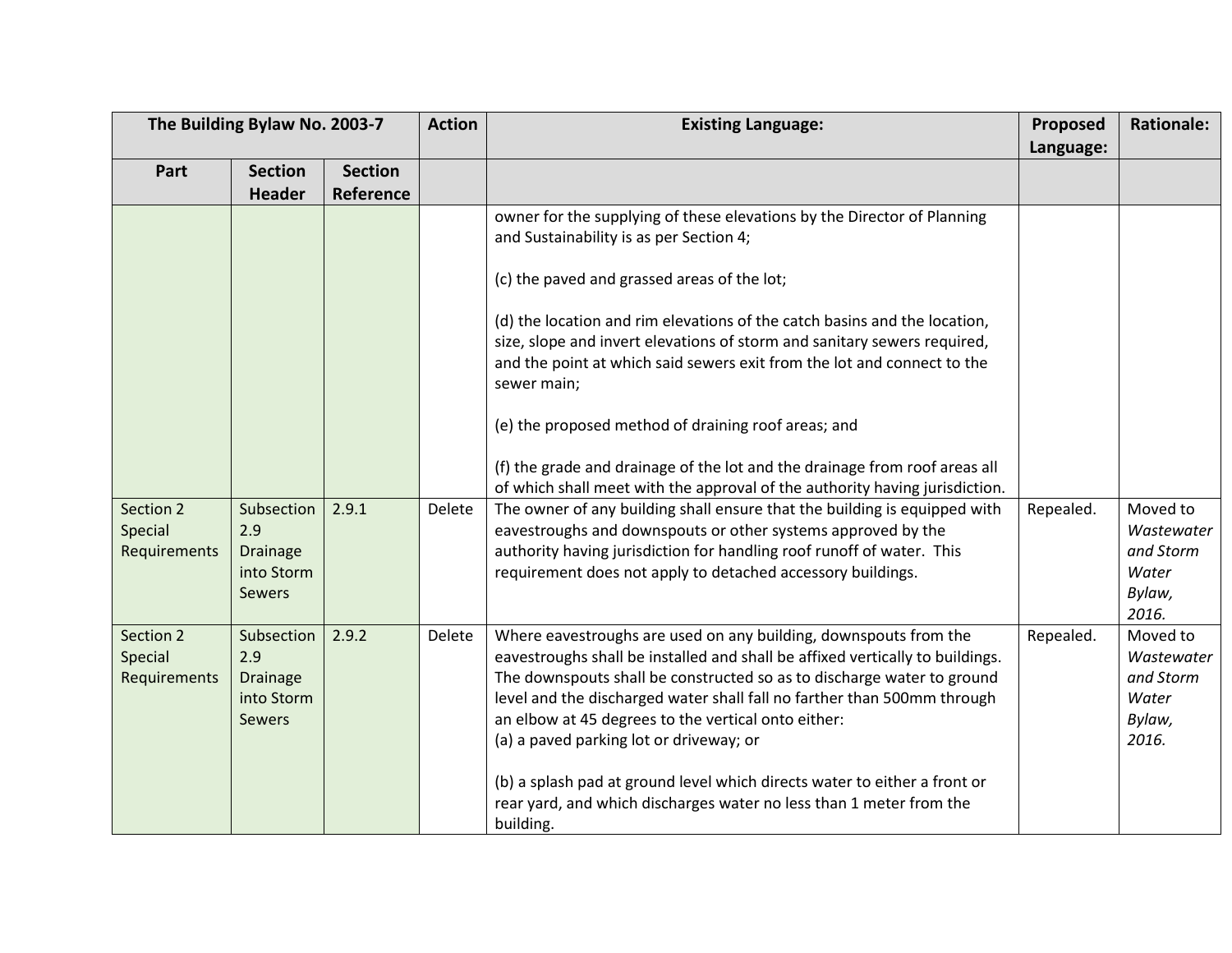| The Building Bylaw No. 2003-7 | | | Action | Existing Language: | Proposed Language: | Rationale: |
|---|---|---|---|---|---|---|
| Part | Section Header | Section Reference | | | | |
| | | | | owner for the supplying of these elevations by the Director of Planning and Sustainability is as per Section 4;<br><br>(c) the paved and grassed areas of the lot;<br><br>(d) the location and rim elevations of the catch basins and the location, size, slope and invert elevations of storm and sanitary sewers required, and the point at which said sewers exit from the lot and connect to the sewer main;<br><br>(e) the proposed method of draining roof areas; and<br><br>(f) the grade and drainage of the lot and the drainage from roof areas all of which shall meet with the approval of the authority having jurisdiction. | | |
| Section 2 Special Requirements | Subsection 2.9 Drainage into Storm Sewers | 2.9.1 | Delete | The owner of any building shall ensure that the building is equipped with eavestroughs and downspouts or other systems approved by the authority having jurisdiction for handling roof runoff of water. This requirement does not apply to detached accessory buildings. | Repealed. | Moved to *Wastewater and Storm Water Bylaw, 2016.* |
| Section 2 Special Requirements | Subsection 2.9 Drainage into Storm Sewers | 2.9.2 | Delete | Where eavestroughs are used on any building, downspouts from the eavestroughs shall be installed and shall be affixed vertically to buildings. The downspouts shall be constructed so as to discharge water to ground level and the discharged water shall fall no farther than 500mm through an elbow at 45 degrees to the vertical onto either:<br>(a) a paved parking lot or driveway; or<br><br>(b) a splash pad at ground level which directs water to either a front or rear yard, and which discharges water no less than 1 meter from the building. | Repealed. | Moved to *Wastewater and Storm Water Bylaw, 2016.* |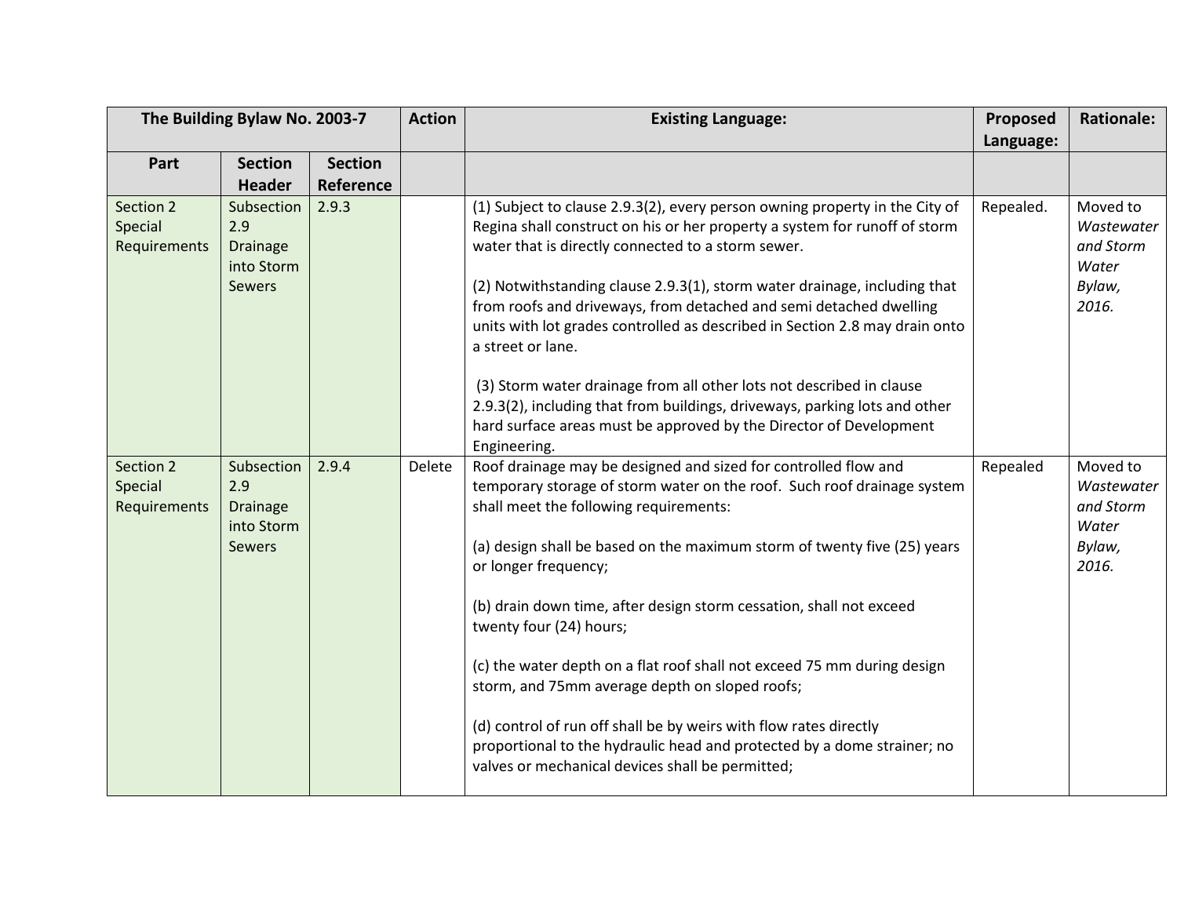| The Building Bylaw No. 2003-7 | | | Action | Existing Language: | Proposed Language: | Rationale: |
|---|---|---|---|---|---|---|
| Part | Section Header | Section Reference | | | | |
| Section 2 Special Requirements | Subsection 2.9 Drainage into Storm Sewers | 2.9.3 | | (1) Subject to clause 2.9.3(2), every person owning property in the City of Regina shall construct on his or her property a system for runoff of storm water that is directly connected to a storm sewer.<br><br>(2) Notwithstanding clause 2.9.3(1), storm water drainage, including that from roofs and driveways, from detached and semi detached dwelling units with lot grades controlled as described in Section 2.8 may drain onto a street or lane.<br><br>(3) Storm water drainage from all other lots not described in clause 2.9.3(2), including that from buildings, driveways, parking lots and other hard surface areas must be approved by the Director of Development Engineering. | Repealed. | Moved to *Wastewater and Storm Water Bylaw, 2016.* |
| Section 2 Special Requirements | Subsection 2.9 Drainage into Storm Sewers | 2.9.4 | Delete | Roof drainage may be designed and sized for controlled flow and temporary storage of storm water on the roof. Such roof drainage system shall meet the following requirements:<br><br>(a) design shall be based on the maximum storm of twenty five (25) years or longer frequency;<br><br>(b) drain down time, after design storm cessation, shall not exceed twenty four (24) hours;<br><br>(c) the water depth on a flat roof shall not exceed 75 mm during design storm, and 75mm average depth on sloped roofs;<br><br>(d) control of run off shall be by weirs with flow rates directly proportional to the hydraulic head and protected by a dome strainer; no valves or mechanical devices shall be permitted; | Repealed | Moved to *Wastewater and Storm Water Bylaw, 2016.* |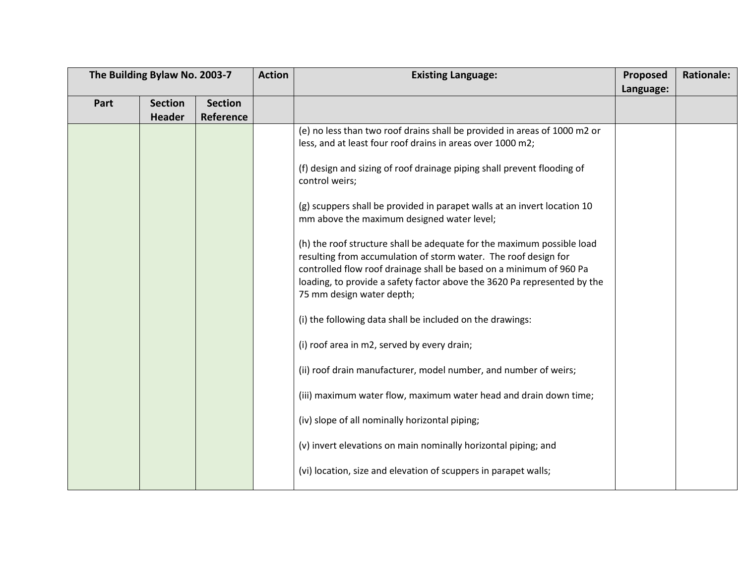| The Building Bylaw No. 2003-7 | | | Action | Existing Language: | Proposed Language: | Rationale: |
|---|---|---|---|---|---|---|
| Part | Section Header | Section Reference | | | | |
| | | | | (e) no less than two roof drains shall be provided in areas of 1000 m2 or less, and at least four roof drains in areas over 1000 m2;<br><br>(f) design and sizing of roof drainage piping shall prevent flooding of control weirs;<br><br>(g) scuppers shall be provided in parapet walls at an invert location 10 mm above the maximum designed water level;<br><br>(h) the roof structure shall be adequate for the maximum possible load resulting from accumulation of storm water. The roof design for controlled flow roof drainage shall be based on a minimum of 960 Pa loading, to provide a safety factor above the 3620 Pa represented by the 75 mm design water depth;<br><br>(i) the following data shall be included on the drawings:<br><br>(i) roof area in m2, served by every drain;<br><br>(ii) roof drain manufacturer, model number, and number of weirs;<br><br>(iii) maximum water flow, maximum water head and drain down time;<br><br>(iv) slope of all nominally horizontal piping;<br><br>(v) invert elevations on main nominally horizontal piping; and<br><br>(vi) location, size and elevation of scuppers in parapet walls; | | |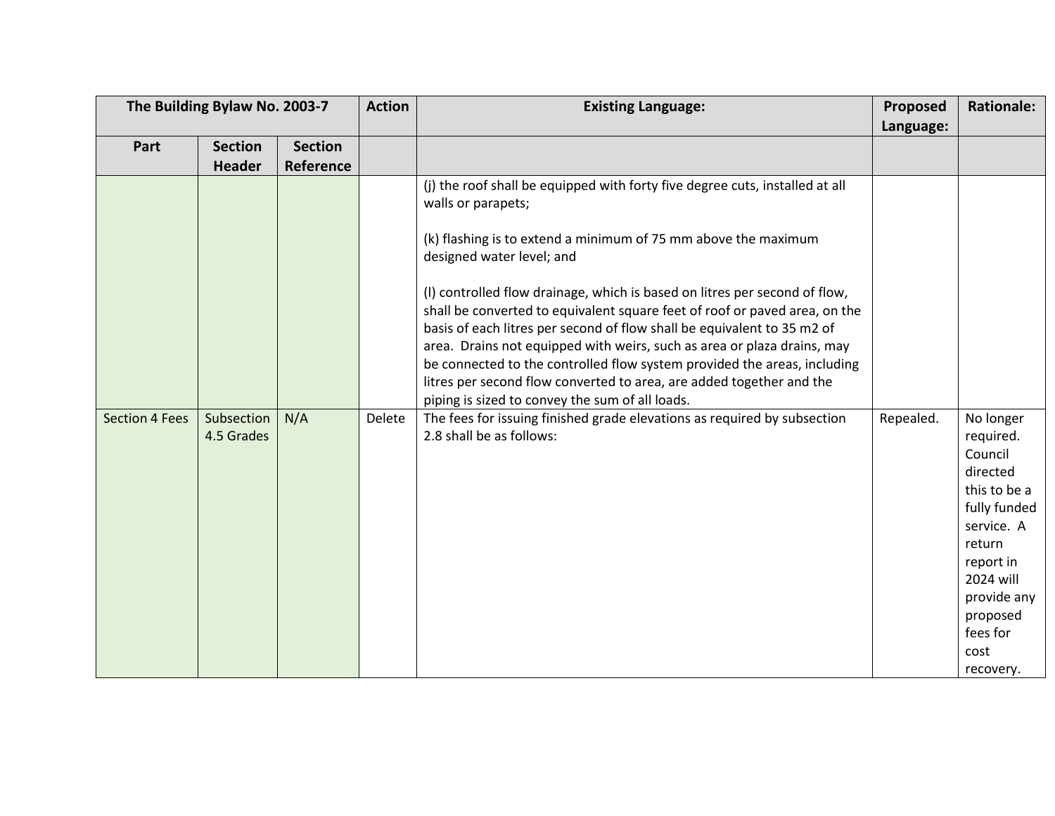| The Building Bylaw No. 2003-7 | | | Action | Existing Language: | Proposed Language: | Rationale: |
|---|---|---|---|---|---|---|
| Part | Section Header | Section Reference | | | | |
| | | | | (j) the roof shall be equipped with forty five degree cuts, installed at all walls or parapets;<br><br>(k) flashing is to extend a minimum of 75 mm above the maximum designed water level; and<br><br>(l) controlled flow drainage, which is based on litres per second of flow, shall be converted to equivalent square feet of roof or paved area, on the basis of each litres per second of flow shall be equivalent to 35 m2 of area. Drains not equipped with weirs, such as area or plaza drains, may be connected to the controlled flow system provided the areas, including litres per second flow converted to area, are added together and the piping is sized to convey the sum of all loads. | | |
| Section 4 Fees | Subsection 4.5 Grades | N/A | Delete | The fees for issuing finished grade elevations as required by subsection 2.8 shall be as follows: | Repealed. | No longer required. Council directed this to be a fully funded service. A return report in 2024 will provide any proposed fees for cost recovery. |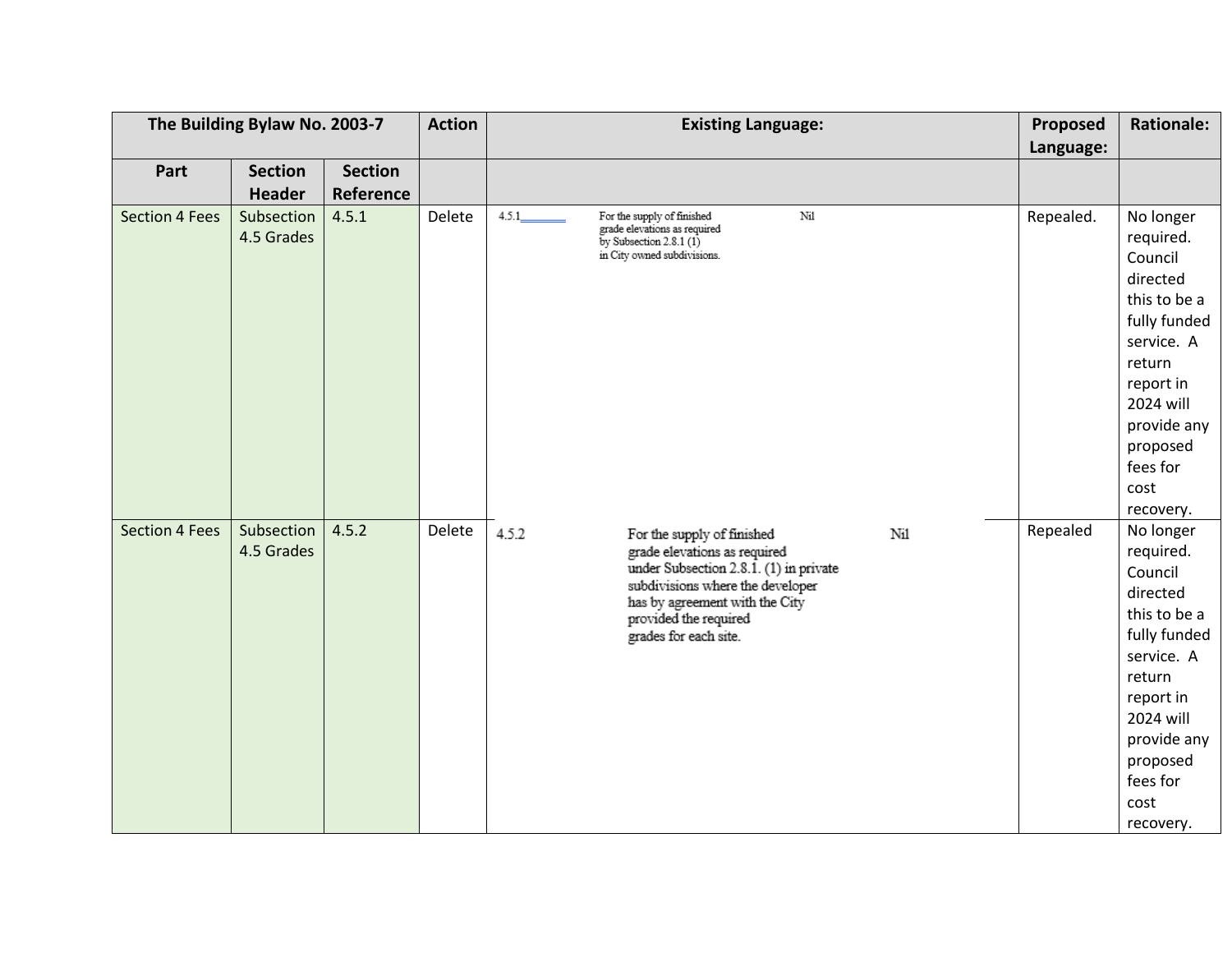| The Building Bylaw No. 2003-7 | | | Action | Existing Language: | Proposed Language: | Rationale: |
|---|---|---|---|---|---|---|
| Part | Section Header | Section Reference | | | | |
| Section 4 Fees | Subsection 4.5 Grades | 4.5.1 | Delete | 4.5.1 For the supply of finished grade elevations as required by Subsection 2.8.1 (1) in City owned subdivisions. Nil | Repealed. | No longer required. Council directed this to be a fully funded service. A return report in 2024 will provide any proposed fees for cost recovery. |
| Section 4 Fees | Subsection 4.5 Grades | 4.5.2 | Delete | 4.5.2 For the supply of finished grade elevations as required under Subsection 2.8.1. (1) in private subdivisions where the developer has by agreement with the City provided the required grades for each site. Nil | Repealed | No longer required. Council directed this to be a fully funded service. A return report in 2024 will provide any proposed fees for cost recovery. |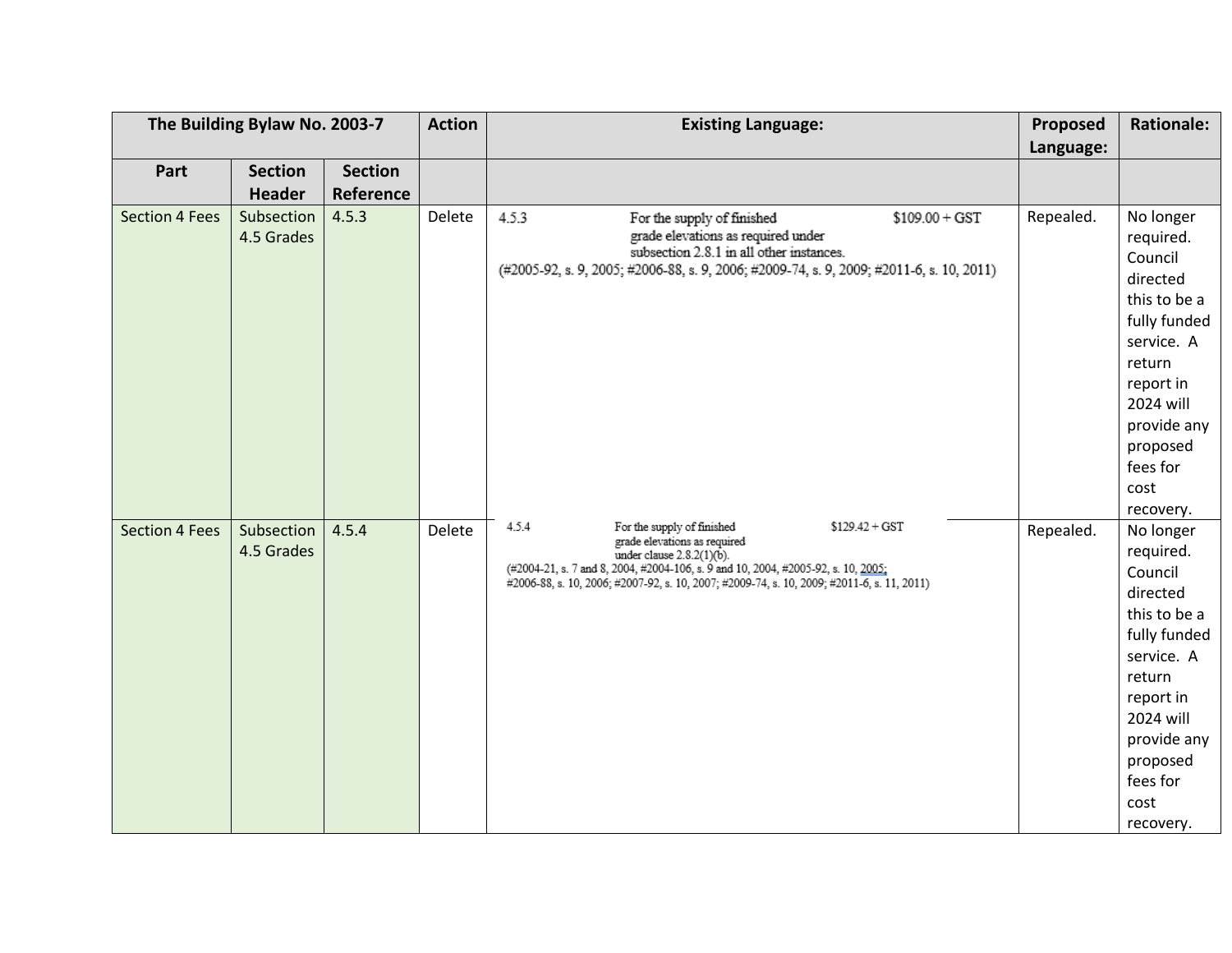| The Building Bylaw No. 2003-7 | | | Action | Existing Language: | Proposed Language: | Rationale: |
|---|---|---|---|---|---|---|
| Part | Section Header | Section Reference | | | | |
| Section 4 Fees | Subsection 4.5 Grades | 4.5.3 | Delete | 4.5.3 For the supply of finished grade elevations as required under subsection 2.8.1 in all other instances. $109.00 + GST (#2005-92, s. 9, 2005; #2006-88, s. 9, 2006; #2009-74, s. 9, 2009; #2011-6, s. 10, 2011) | Repealed. | No longer required. Council directed this to be a fully funded service. A return report in 2024 will provide any proposed fees for cost recovery. |
| Section 4 Fees | Subsection 4.5 Grades | 4.5.4 | Delete | 4.5.4 For the supply of finished grade elevations as required under clause 2.8.2(1)(b). $129.42 + GST (#2004-21, s. 7 and 8, 2004, #2004-106, s. 9 and 10, 2004, #2005-92, s. 10, 2005; #2006-88, s. 10, 2006; #2007-92, s. 10, 2007; #2009-74, s. 10, 2009; #2011-6, s. 11, 2011) | Repealed. | No longer required. Council directed this to be a fully funded service. A return report in 2024 will provide any proposed fees for cost recovery. |